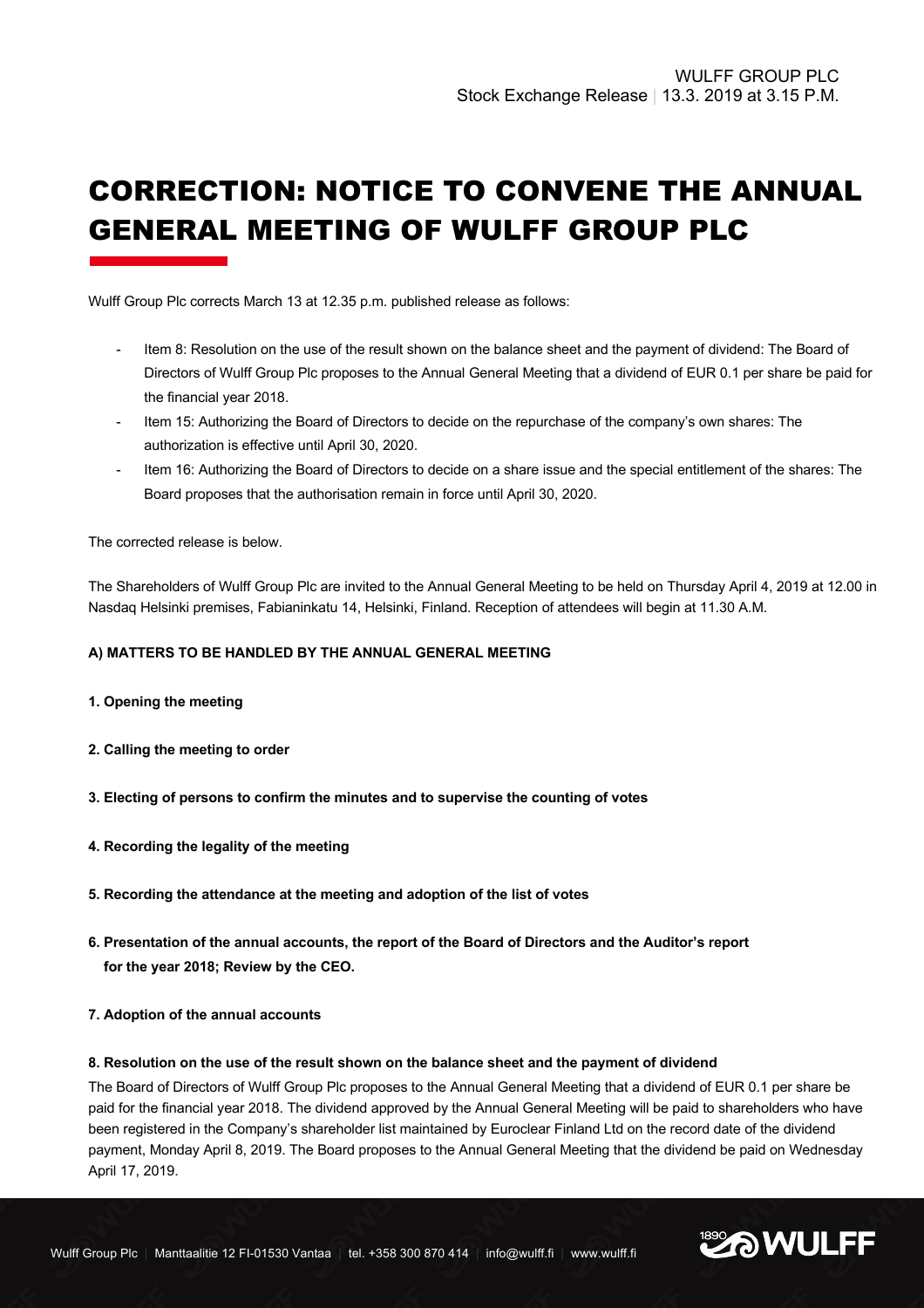WULFF GROUP PLC
Stock Exchange Release | 13.3. 2019 at 3.15 P.M.

# CORRECTION: NOTICE TO CONVENE THE ANNUAL GENERAL MEETING OF WULFF GROUP PLC

Wulff Group Plc corrects March 13 at 12.35 p.m. published release as follows:

- Item 8: Resolution on the use of the result shown on the balance sheet and the payment of dividend: The Board of Directors of Wulff Group Plc proposes to the Annual General Meeting that a dividend of EUR 0.1 per share be paid for the financial year 2018.
- Item 15: Authorizing the Board of Directors to decide on the repurchase of the company's own shares: The authorization is effective until April 30, 2020.
- Item 16: Authorizing the Board of Directors to decide on a share issue and the special entitlement of the shares: The Board proposes that the authorisation remain in force until April 30, 2020.

The corrected release is below.

The Shareholders of Wulff Group Plc are invited to the Annual General Meeting to be held on Thursday April 4, 2019 at 12.00 in Nasdaq Helsinki premises, Fabianinkatu 14, Helsinki, Finland. Reception of attendees will begin at 11.30 A.M.

**A) MATTERS TO BE HANDLED BY THE ANNUAL GENERAL MEETING**

**1. Opening the meeting**

**2. Calling the meeting to order**

**3. Electing of persons to confirm the minutes and to supervise the counting of votes**

**4. Recording the legality of the meeting**

**5. Recording the attendance at the meeting and adoption of the list of votes**

**6. Presentation of the annual accounts, the report of the Board of Directors and the Auditor's report for the year 2018; Review by the CEO.**

**7. Adoption of the annual accounts**

**8. Resolution on the use of the result shown on the balance sheet and the payment of dividend**

The Board of Directors of Wulff Group Plc proposes to the Annual General Meeting that a dividend of EUR 0.1 per share be paid for the financial year 2018. The dividend approved by the Annual General Meeting will be paid to shareholders who have been registered in the Company's shareholder list maintained by Euroclear Finland Ltd on the record date of the dividend payment, Monday April 8, 2019. The Board proposes to the Annual General Meeting that the dividend be paid on Wednesday April 17, 2019.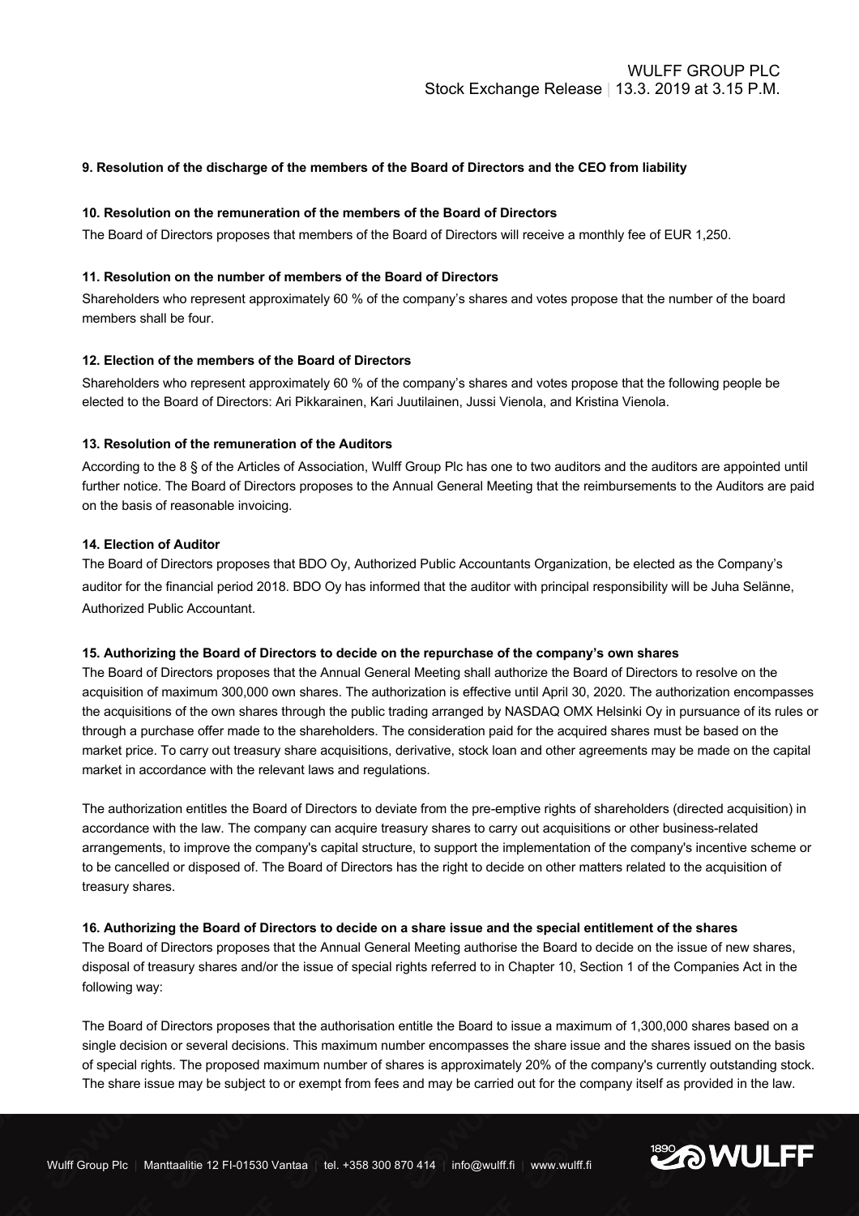**9. Resolution of the discharge of the members of the Board of Directors and the CEO from liability**

**10. Resolution on the remuneration of the members of the Board of Directors**

The Board of Directors proposes that members of the Board of Directors will receive a monthly fee of EUR 1,250.

**11. Resolution on the number of members of the Board of Directors**

Shareholders who represent approximately 60 % of the company's shares and votes propose that the number of the board members shall be four.

**12. Election of the members of the Board of Directors**

Shareholders who represent approximately 60 % of the company's shares and votes propose that the following people be elected to the Board of Directors: Ari Pikkarainen, Kari Juutilainen, Jussi Vienola, and Kristina Vienola.

**13. Resolution of the remuneration of the Auditors**

According to the 8 § of the Articles of Association, Wulff Group Plc has one to two auditors and the auditors are appointed until further notice. The Board of Directors proposes to the Annual General Meeting that the reimbursements to the Auditors are paid on the basis of reasonable invoicing.

**14. Election of Auditor**

The Board of Directors proposes that BDO Oy, Authorized Public Accountants Organization, be elected as the Company's auditor for the financial period 2018. BDO Oy has informed that the auditor with principal responsibility will be Juha Selänne, Authorized Public Accountant.

**15. Authorizing the Board of Directors to decide on the repurchase of the company's own shares**

The Board of Directors proposes that the Annual General Meeting shall authorize the Board of Directors to resolve on the acquisition of maximum 300,000 own shares. The authorization is effective until April 30, 2020. The authorization encompasses the acquisitions of the own shares through the public trading arranged by NASDAQ OMX Helsinki Oy in pursuance of its rules or through a purchase offer made to the shareholders. The consideration paid for the acquired shares must be based on the market price. To carry out treasury share acquisitions, derivative, stock loan and other agreements may be made on the capital market in accordance with the relevant laws and regulations.

The authorization entitles the Board of Directors to deviate from the pre-emptive rights of shareholders (directed acquisition) in accordance with the law. The company can acquire treasury shares to carry out acquisitions or other business-related arrangements, to improve the company's capital structure, to support the implementation of the company's incentive scheme or to be cancelled or disposed of. The Board of Directors has the right to decide on other matters related to the acquisition of treasury shares.

**16. Authorizing the Board of Directors to decide on a share issue and the special entitlement of the shares**

The Board of Directors proposes that the Annual General Meeting authorise the Board to decide on the issue of new shares, disposal of treasury shares and/or the issue of special rights referred to in Chapter 10, Section 1 of the Companies Act in the following way:

The Board of Directors proposes that the authorisation entitle the Board to issue a maximum of 1,300,000 shares based on a single decision or several decisions. This maximum number encompasses the share issue and the shares issued on the basis of special rights. The proposed maximum number of shares is approximately 20% of the company's currently outstanding stock. The share issue may be subject to or exempt from fees and may be carried out for the company itself as provided in the law.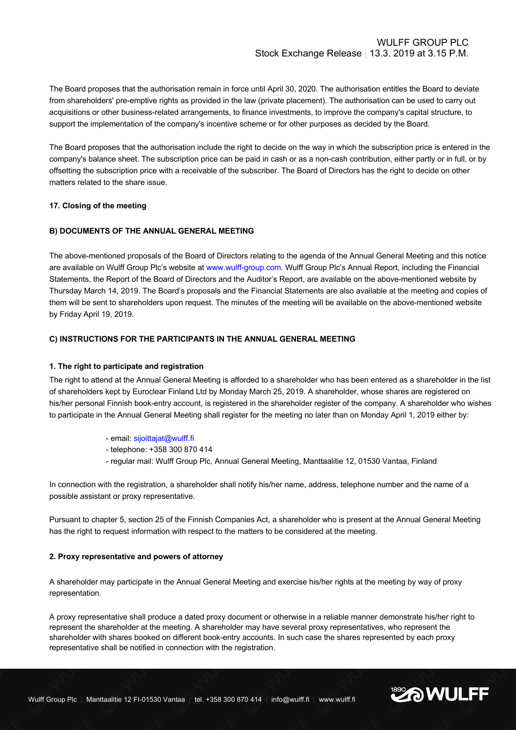The Board proposes that the authorisation remain in force until April 30, 2020. The authorisation entitles the Board to deviate from shareholders' pre-emptive rights as provided in the law (private placement). The authorisation can be used to carry out acquisitions or other business-related arrangements, to finance investments, to improve the company's capital structure, to support the implementation of the company's incentive scheme or for other purposes as decided by the Board.

The Board proposes that the authorisation include the right to decide on the way in which the subscription price is entered in the company's balance sheet. The subscription price can be paid in cash or as a non-cash contribution, either partly or in full, or by offsetting the subscription price with a receivable of the subscriber. The Board of Directors has the right to decide on other matters related to the share issue.

**17. Closing of the meeting**

**B) DOCUMENTS OF THE ANNUAL GENERAL MEETING**

The above-mentioned proposals of the Board of Directors relating to the agenda of the Annual General Meeting and this notice are available on Wulff Group Plc's website at www.wulff-group.com. Wulff Group Plc's Annual Report, including the Financial Statements, the Report of the Board of Directors and the Auditor's Report, are available on the above-mentioned website by Thursday March 14, 2019. The Board's proposals and the Financial Statements are also available at the meeting and copies of them will be sent to shareholders upon request. The minutes of the meeting will be available on the above-mentioned website by Friday April 19, 2019.

**C) INSTRUCTIONS FOR THE PARTICIPANTS IN THE ANNUAL GENERAL MEETING**

**1. The right to participate and registration**

The right to attend at the Annual General Meeting is afforded to a shareholder who has been entered as a shareholder in the list of shareholders kept by Euroclear Finland Ltd by Monday March 25, 2019. A shareholder, whose shares are registered on his/her personal Finnish book-entry account, is registered in the shareholder register of the company. A shareholder who wishes to participate in the Annual General Meeting shall register for the meeting no later than on Monday April 1, 2019 either by:

- email: sijoittajat@wulff.fi
- telephone: +358 300 870 414
- regular mail: Wulff Group Plc, Annual General Meeting, Manttaalitie 12, 01530 Vantaa, Finland

In connection with the registration, a shareholder shall notify his/her name, address, telephone number and the name of a possible assistant or proxy representative.

Pursuant to chapter 5, section 25 of the Finnish Companies Act, a shareholder who is present at the Annual General Meeting has the right to request information with respect to the matters to be considered at the meeting.

**2. Proxy representative and powers of attorney**

A shareholder may participate in the Annual General Meeting and exercise his/her rights at the meeting by way of proxy representation.

A proxy representative shall produce a dated proxy document or otherwise in a reliable manner demonstrate his/her right to represent the shareholder at the meeting. A shareholder may have several proxy representatives, who represent the shareholder with shares booked on different book-entry accounts. In such case the shares represented by each proxy representative shall be notified in connection with the registration.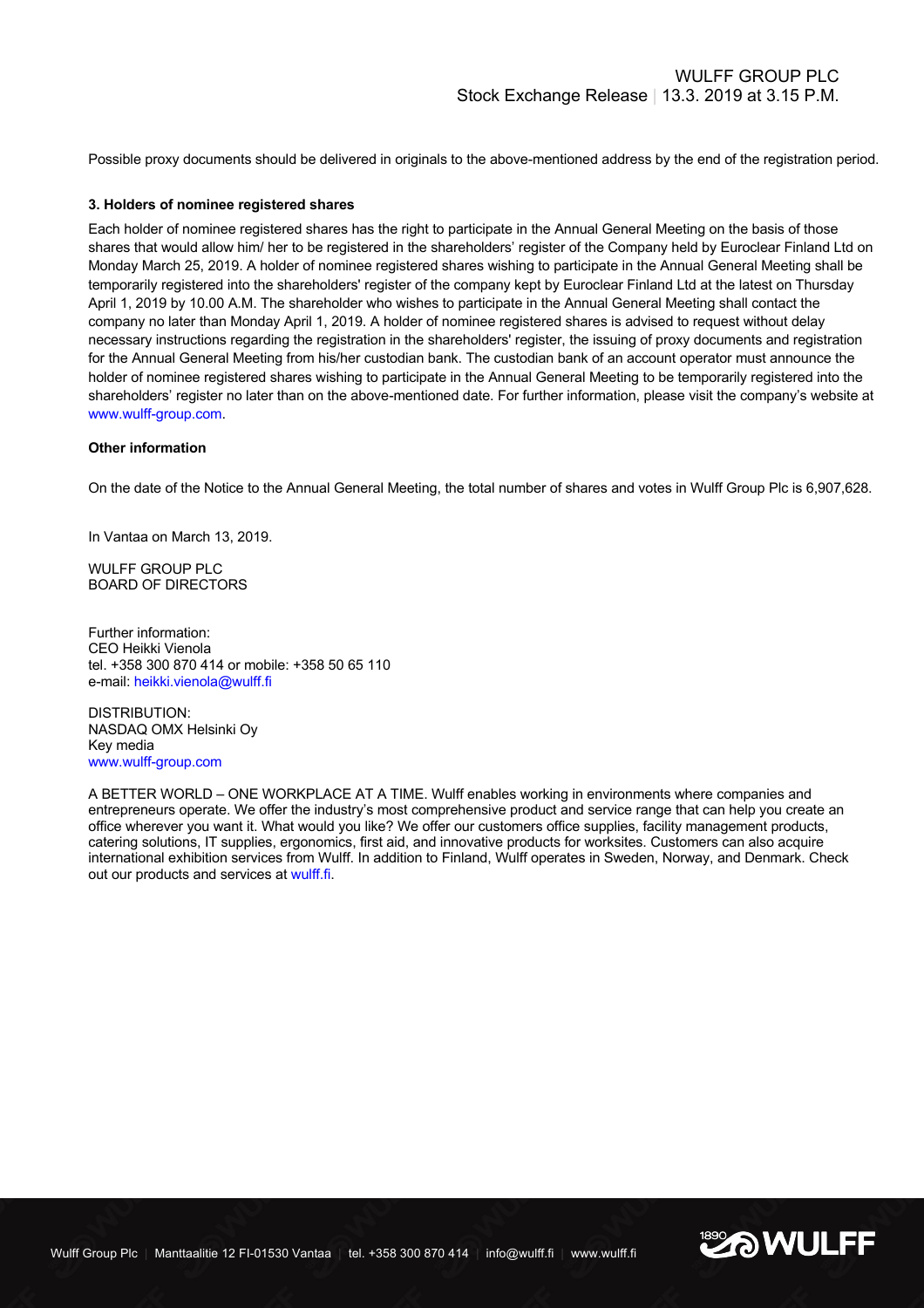Possible proxy documents should be delivered in originals to the above-mentioned address by the end of the registration period.

**3. Holders of nominee registered shares**

Each holder of nominee registered shares has the right to participate in the Annual General Meeting on the basis of those shares that would allow him/ her to be registered in the shareholders' register of the Company held by Euroclear Finland Ltd on Monday March 25, 2019. A holder of nominee registered shares wishing to participate in the Annual General Meeting shall be temporarily registered into the shareholders' register of the company kept by Euroclear Finland Ltd at the latest on Thursday April 1, 2019 by 10.00 A.M. The shareholder who wishes to participate in the Annual General Meeting shall contact the company no later than Monday April 1, 2019. A holder of nominee registered shares is advised to request without delay necessary instructions regarding the registration in the shareholders' register, the issuing of proxy documents and registration for the Annual General Meeting from his/her custodian bank. The custodian bank of an account operator must announce the holder of nominee registered shares wishing to participate in the Annual General Meeting to be temporarily registered into the shareholders' register no later than on the above-mentioned date. For further information, please visit the company's website at www.wulff-group.com.

**Other information**

On the date of the Notice to the Annual General Meeting, the total number of shares and votes in Wulff Group Plc is 6,907,628.

In Vantaa on March 13, 2019.

WULFF GROUP PLC
BOARD OF DIRECTORS

Further information:
CEO Heikki Vienola
tel. +358 300 870 414 or mobile: +358 50 65 110
e-mail: heikki.vienola@wulff.fi

DISTRIBUTION:
NASDAQ OMX Helsinki Oy
Key media
www.wulff-group.com

A BETTER WORLD – ONE WORKPLACE AT A TIME. Wulff enables working in environments where companies and entrepreneurs operate. We offer the industry's most comprehensive product and service range that can help you create an office wherever you want it. What would you like? We offer our customers office supplies, facility management products, catering solutions, IT supplies, ergonomics, first aid, and innovative products for worksites. Customers can also acquire international exhibition services from Wulff. In addition to Finland, Wulff operates in Sweden, Norway, and Denmark. Check out our products and services at wulff.fi.